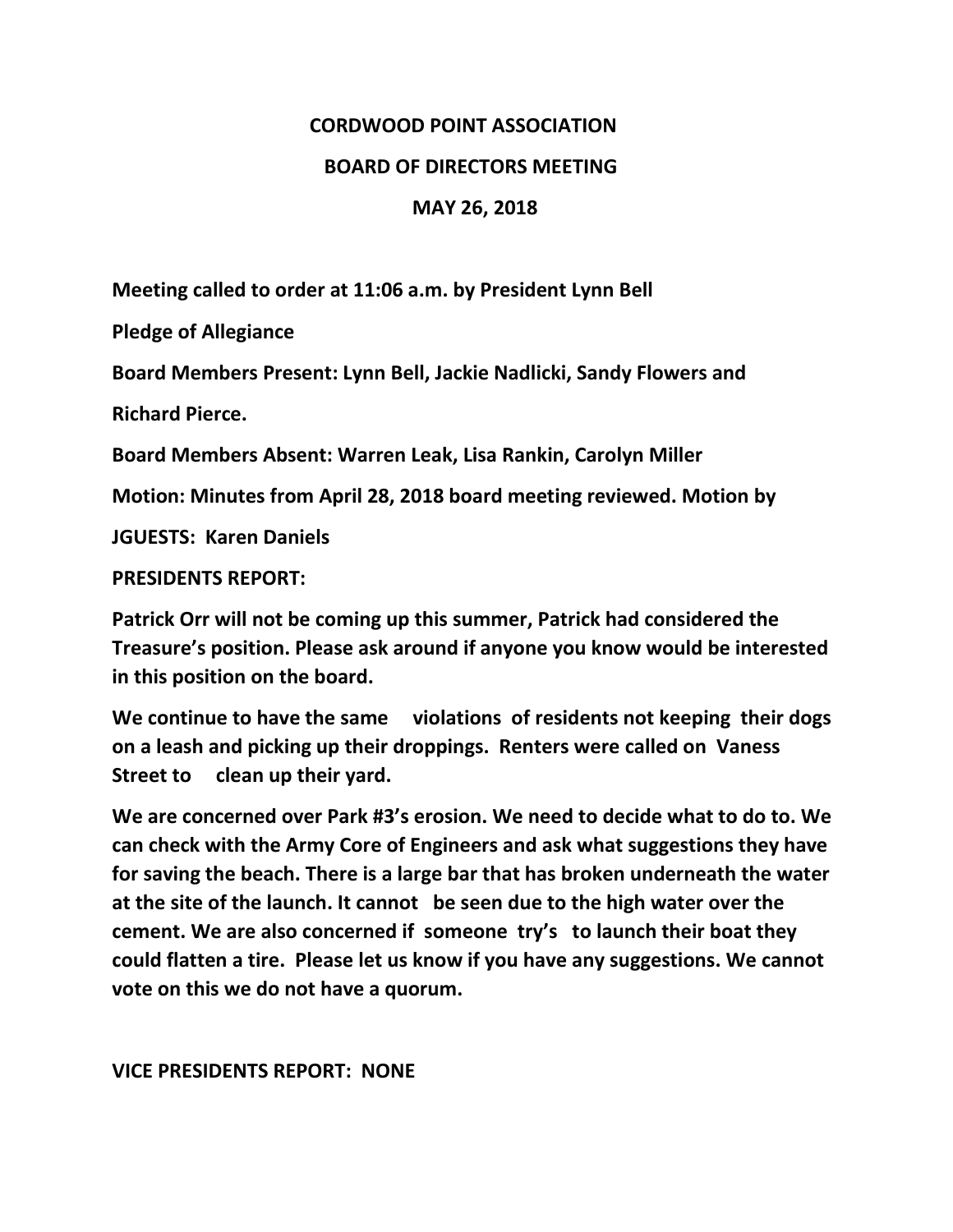# CORDWOOD POINT ASSOCIATION

## BOARD OF DIRECTORS MEETING

## MAY 26, 2018

**Meeting called to order at 11:06 a.m. by President Lynn Bell**

**Pledge of Allegiance**

**Board Members Present: Lynn Bell, Jackie Nadlicki, Sandy Flowers and Richard Pierce.**

**Board Members Absent: Warren Leak, Lisa Rankin, Carolyn Miller**

**Motion: Minutes from April 28, 2018 board meeting reviewed. Motion by**

**JGUESTS: Karen Daniels**

**PRESIDENTS REPORT:**

**Patrick Orr will not be coming up this summer, Patrick had considered the Treasure's position. Please ask around if anyone you know would be interested in this position on the board.**

**We continue to have the same violations of residents not keeping their dogs on a leash and picking up their droppings. Renters were called on Vaness Street to clean up their yard.**

**We are concerned over Park #3's erosion. We need to decide what to do to. We can check with the Army Core of Engineers and ask what suggestions they have for saving the beach. There is a large bar that has broken underneath the water at the site of the launch. It cannot be seen due to the high water over the cement. We are also concerned if someone try's to launch their boat they could flatten a tire. Please let us know if you have any suggestions. We cannot vote on this we do not have a quorum.**

**VICE PRESIDENTS REPORT: NONE**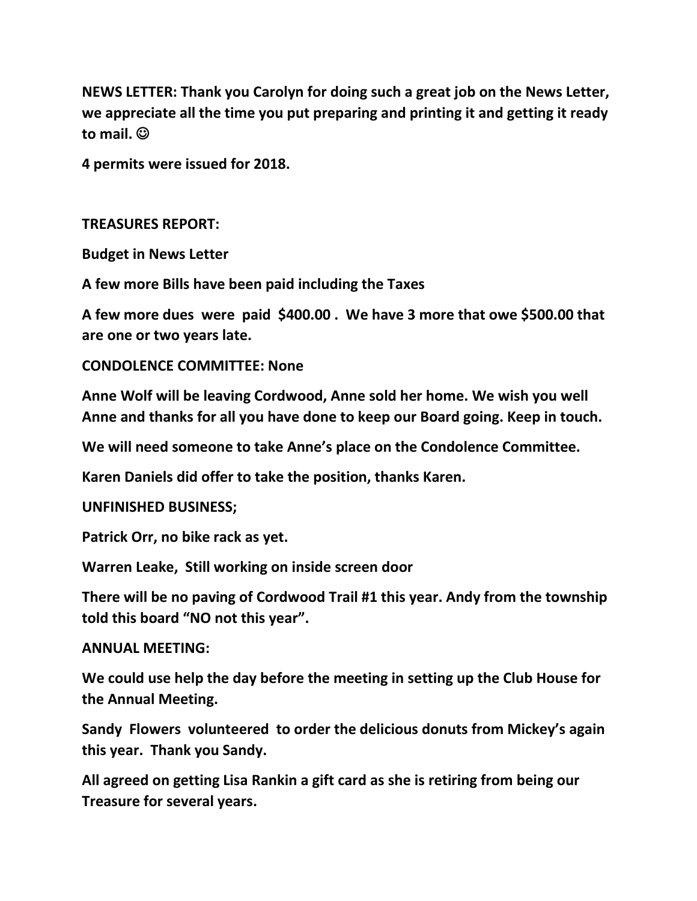**NEWS LETTER: Thank you Carolyn for doing such a great job on the News Letter, we appreciate all the time you put preparing and printing it and getting it ready to mail. ☺**

**4 permits were issued for 2018.**

**TREASURES REPORT:**

**Budget in News Letter**

**A few more Bills have been paid including the Taxes**

**A few more dues were paid $400.00 . We have 3 more that owe $500.00 that are one or two years late.**

**CONDOLENCE COMMITTEE: None**

**Anne Wolf will be leaving Cordwood, Anne sold her home. We wish you well Anne and thanks for all you have done to keep our Board going. Keep in touch.**

**We will need someone to take Anne's place on the Condolence Committee.**

**Karen Daniels did offer to take the position, thanks Karen.**

**UNFINISHED BUSINESS;**

**Patrick Orr, no bike rack as yet.**

**Warren Leake, Still working on inside screen door**

**There will be no paving of Cordwood Trail #1 this year. Andy from the township told this board "NO not this year".**

**ANNUAL MEETING:**

**We could use help the day before the meeting in setting up the Club House for the Annual Meeting.**

**Sandy Flowers volunteered to order the delicious donuts from Mickey's again this year. Thank you Sandy.**

**All agreed on getting Lisa Rankin a gift card as she is retiring from being our Treasure for several years.**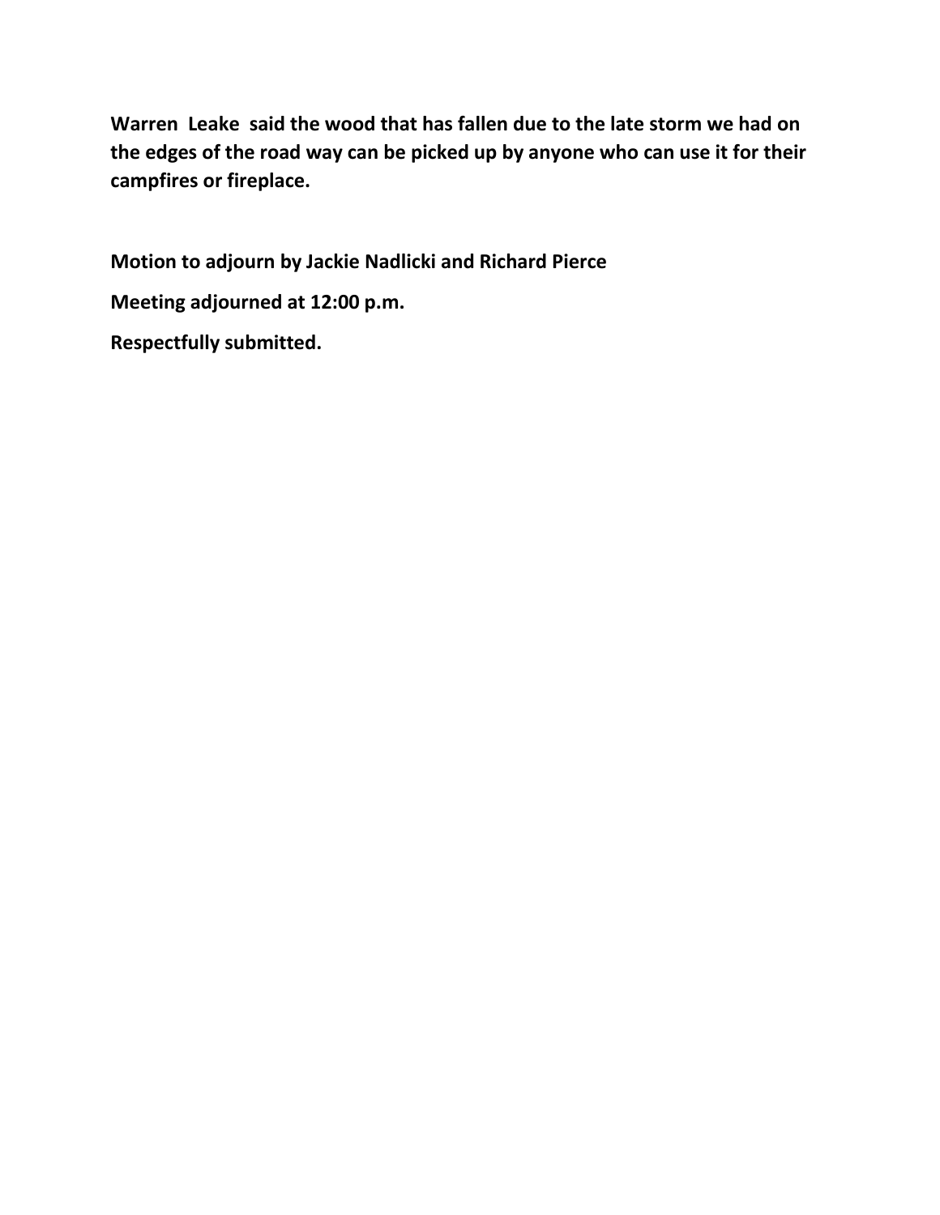**Warren Leake said the wood that has fallen due to the late storm we had on the edges of the road way can be picked up by anyone who can use it for their campfires or fireplace.**

**Motion to adjourn by Jackie Nadlicki and Richard Pierce**

**Meeting adjourned at 12:00 p.m.**

**Respectfully submitted.**